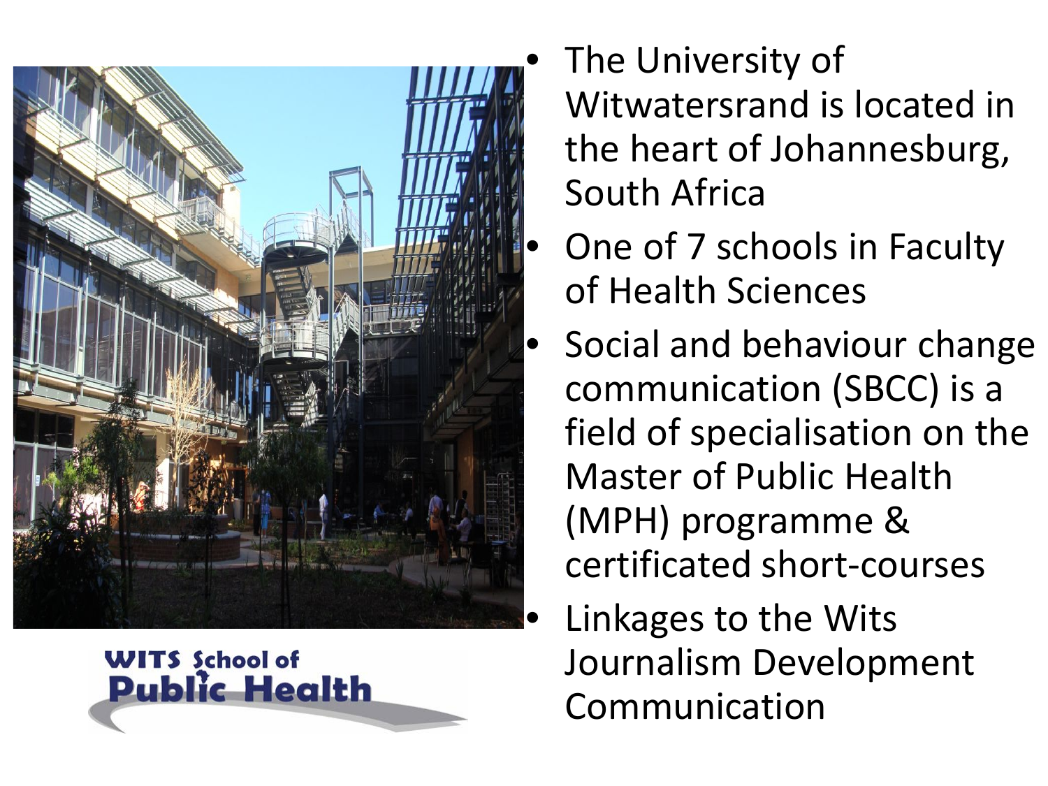- The University of Witwatersrand is located in the heart of Johannesburg, South Africa
- One of 7 schools in Faculty of Health Sciences
- Social and behaviour change communication (SBCC) is a field of specialisation on the Master of Public Health (MPH) programme & certificated short-courses
- Linkages to the Wits Journalism Development Communication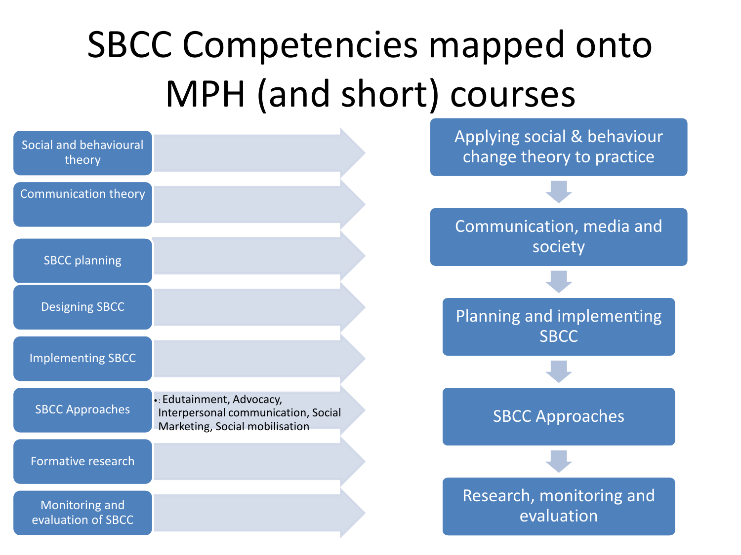# SBCC Competencies mapped onto MPH (and short) courses

**Competencies:**

- Social and behavioural theory
- Communication theory
- SBCC planning
- Designing SBCC
- Implementing SBCC
- SBCC Approaches
  - Edutainment, Advocacy, Interpersonal communication, Social Marketing, Social mobilisation
- Formative research
- Monitoring and evaluation of SBCC

**Courses:**

1. Applying social & behaviour change theory to practice
2. Communication, media and society
3. Planning and implementing SBCC
4. SBCC Approaches
5. Research, monitoring and evaluation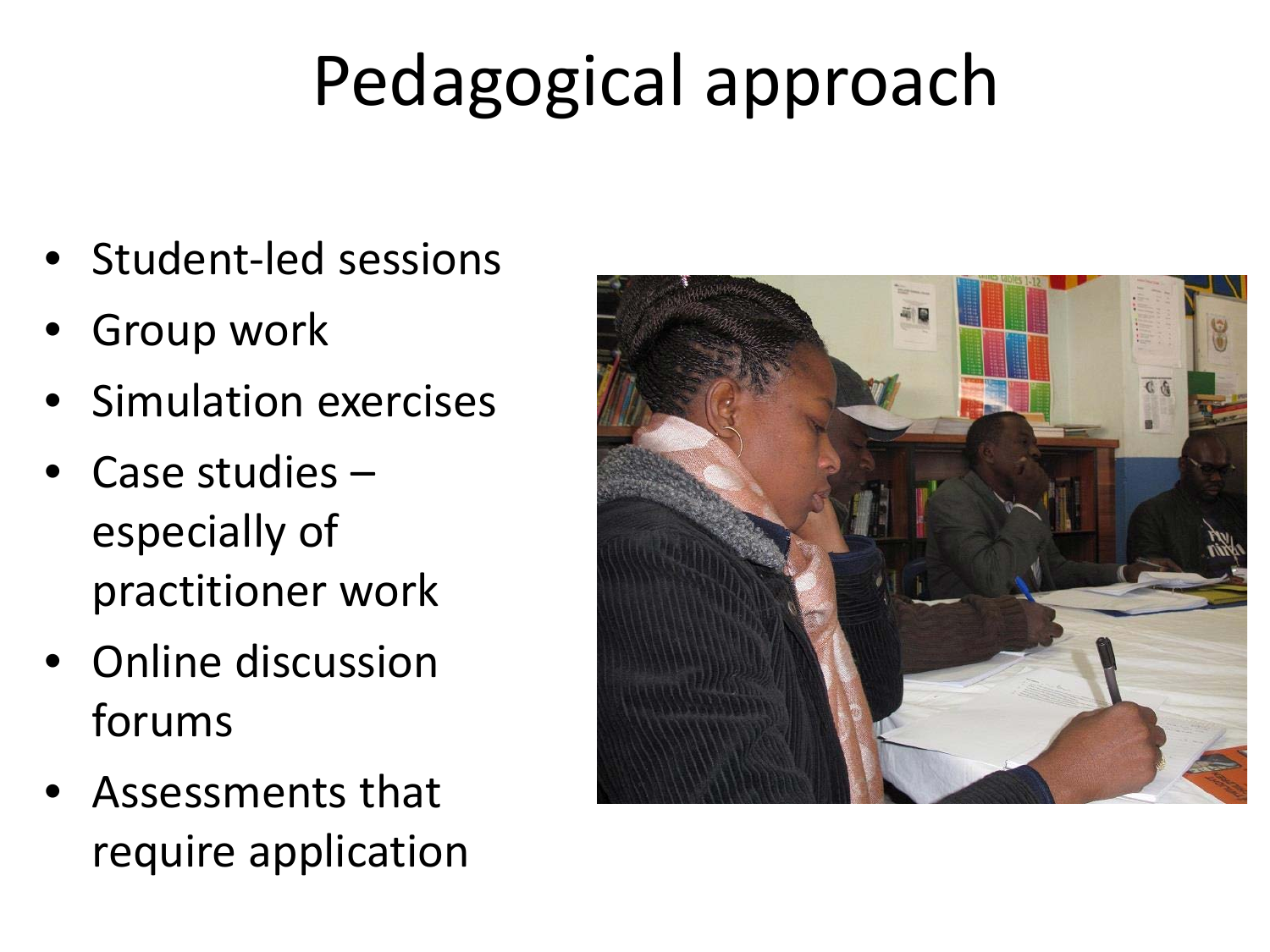# Pedagogical approach

- Student-led sessions
- Group work
- Simulation exercises
- Case studies – especially of practitioner work
- Online discussion forums
- Assessments that require application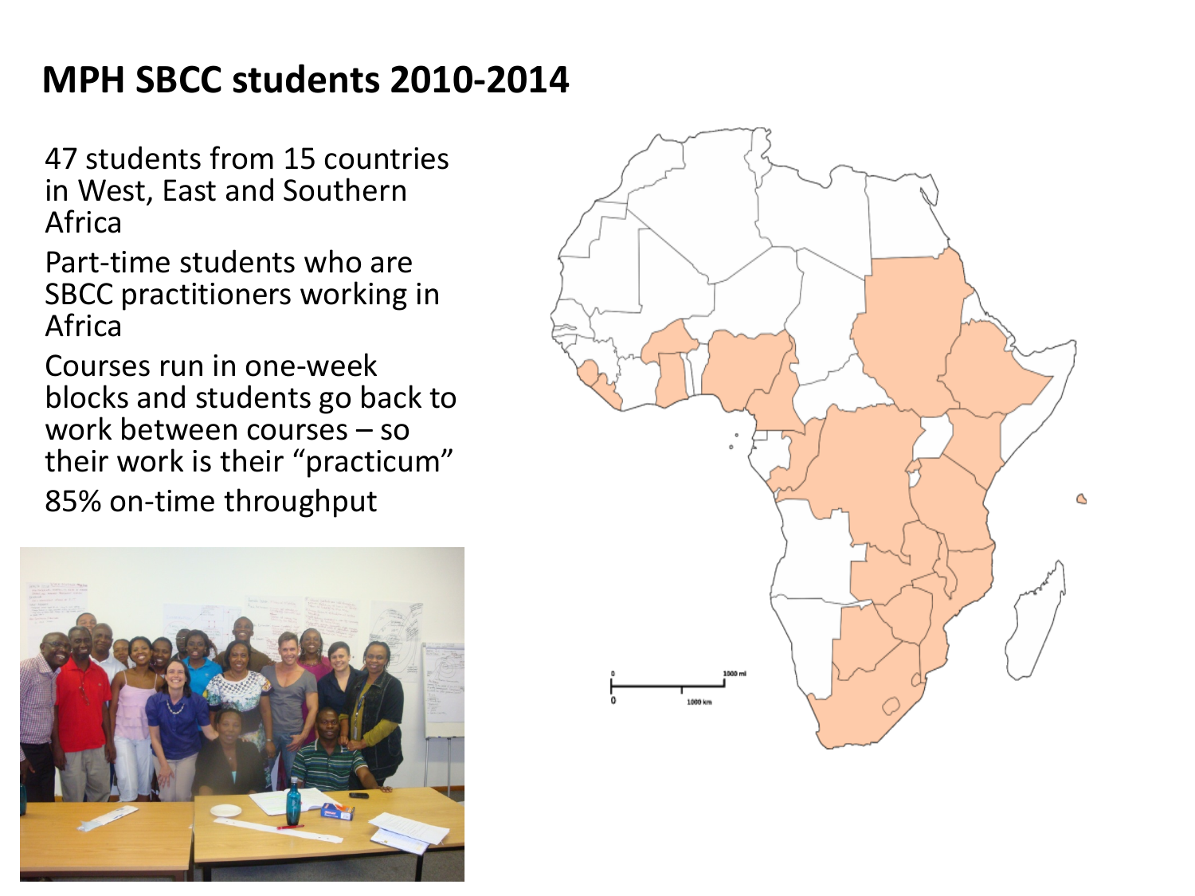# MPH SBCC students 2010-2014

47 students from 15 countries in West, East and Southern Africa

Part-time students who are SBCC practitioners working in Africa

Courses run in one-week blocks and students go back to work between courses – so their work is their "practicum"

85% on-time throughput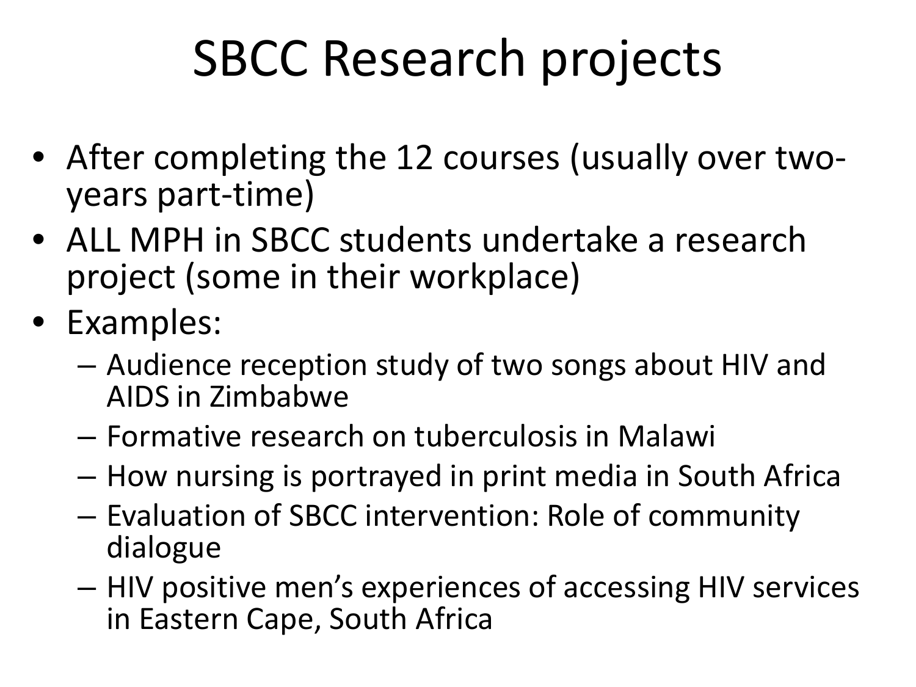# SBCC Research projects

- After completing the 12 courses (usually over two-years part-time)
- ALL MPH in SBCC students undertake a research project (some in their workplace)
- Examples:
  - Audience reception study of two songs about HIV and AIDS in Zimbabwe
  - Formative research on tuberculosis in Malawi
  - How nursing is portrayed in print media in South Africa
  - Evaluation of SBCC intervention: Role of community dialogue
  - HIV positive men's experiences of accessing HIV services in Eastern Cape, South Africa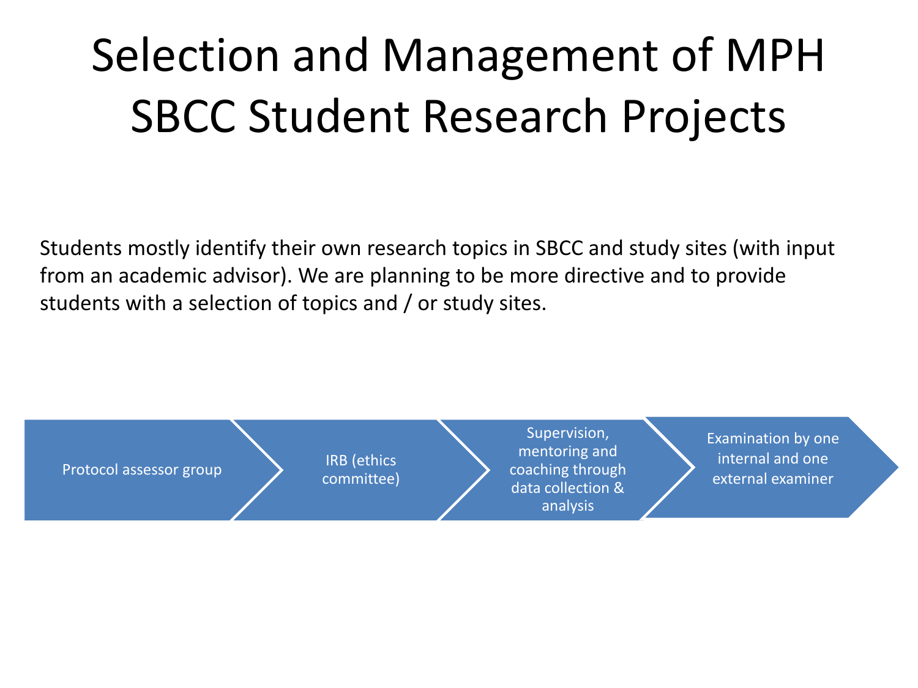# Selection and Management of MPH SBCC Student Research Projects

Students mostly identify their own research topics in SBCC and study sites (with input from an academic advisor). We are planning to be more directive and to provide students with a selection of topics and / or study sites.

1. Protocol assessor group
2. IRB (ethics committee)
3. Supervision, mentoring and coaching through data collection & analysis
4. Examination by one internal and one external examiner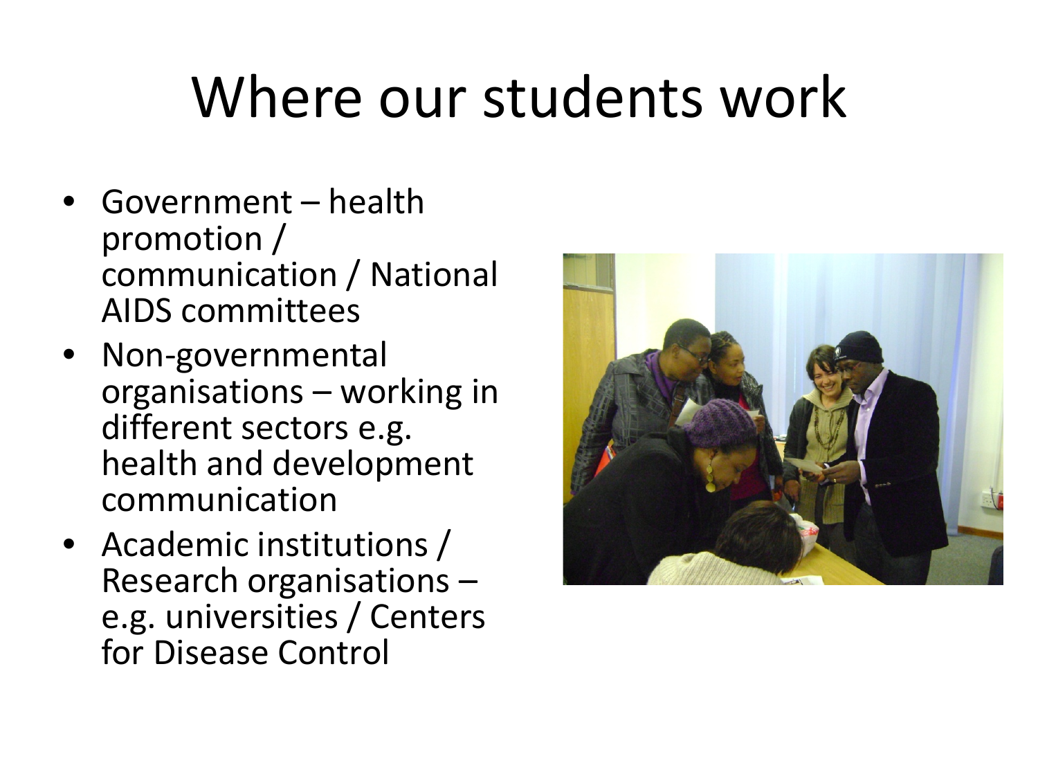# Where our students work

- Government – health promotion / communication / National AIDS committees
- Non-governmental organisations – working in different sectors e.g. health and development communication
- Academic institutions / Research organisations – e.g. universities / Centers for Disease Control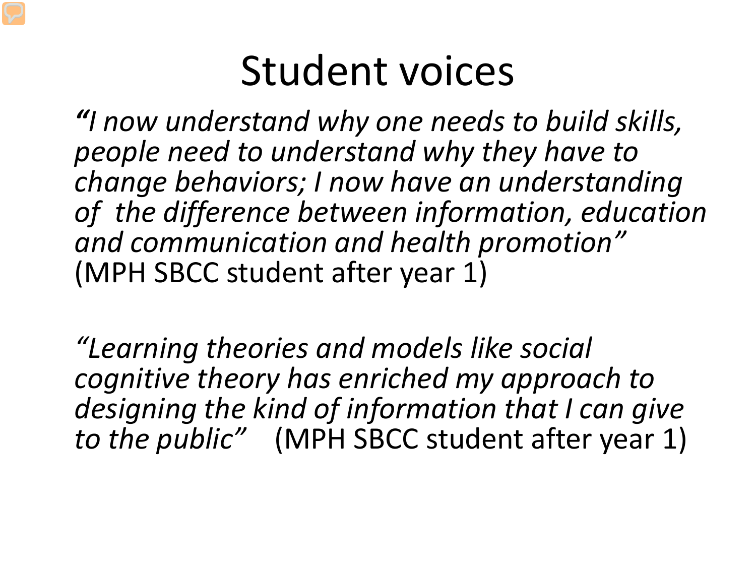# Student voices

*"I now understand why one needs to build skills, people need to understand why they have to change behaviors; I now have an understanding of  the difference between information, education and communication and health promotion"* (MPH SBCC student after year 1)

*"Learning theories and models like social cognitive theory has enriched my approach to designing the kind of information that I can give to the public"* (MPH SBCC student after year 1)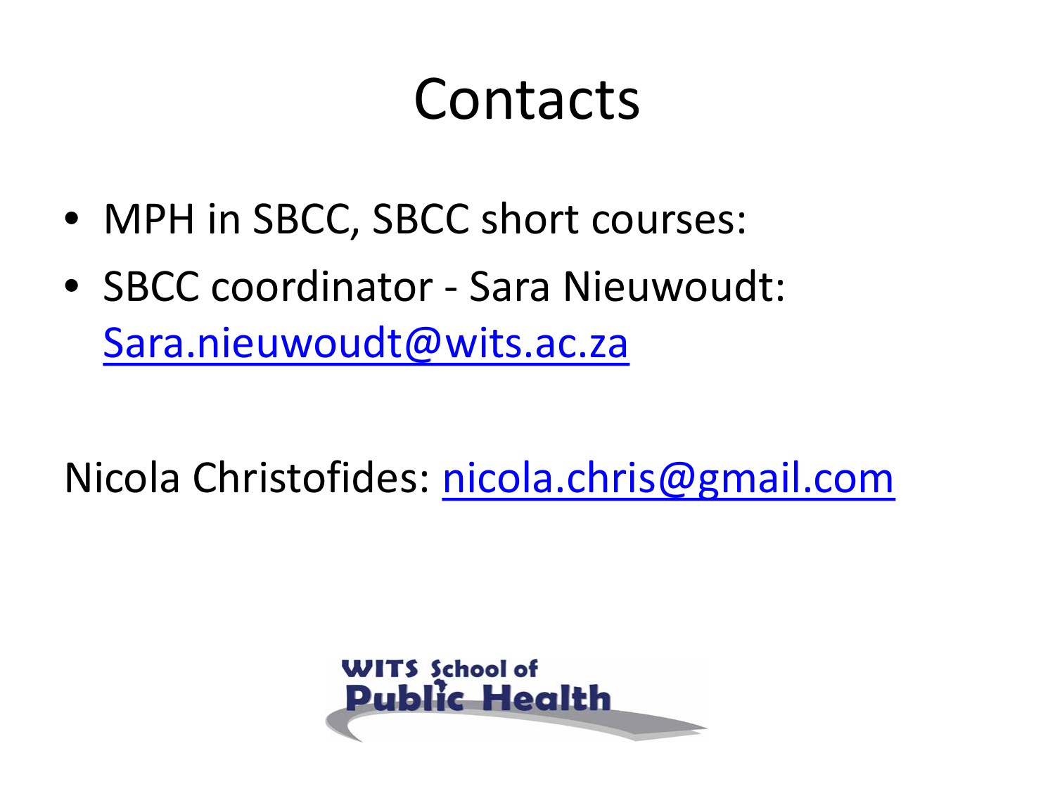# Contacts

- MPH in SBCC, SBCC short courses:
- SBCC coordinator - Sara Nieuwoudt: Sara.nieuwoudt@wits.ac.za

Nicola Christofides: nicola.chris@gmail.com

WITS School of Public Health